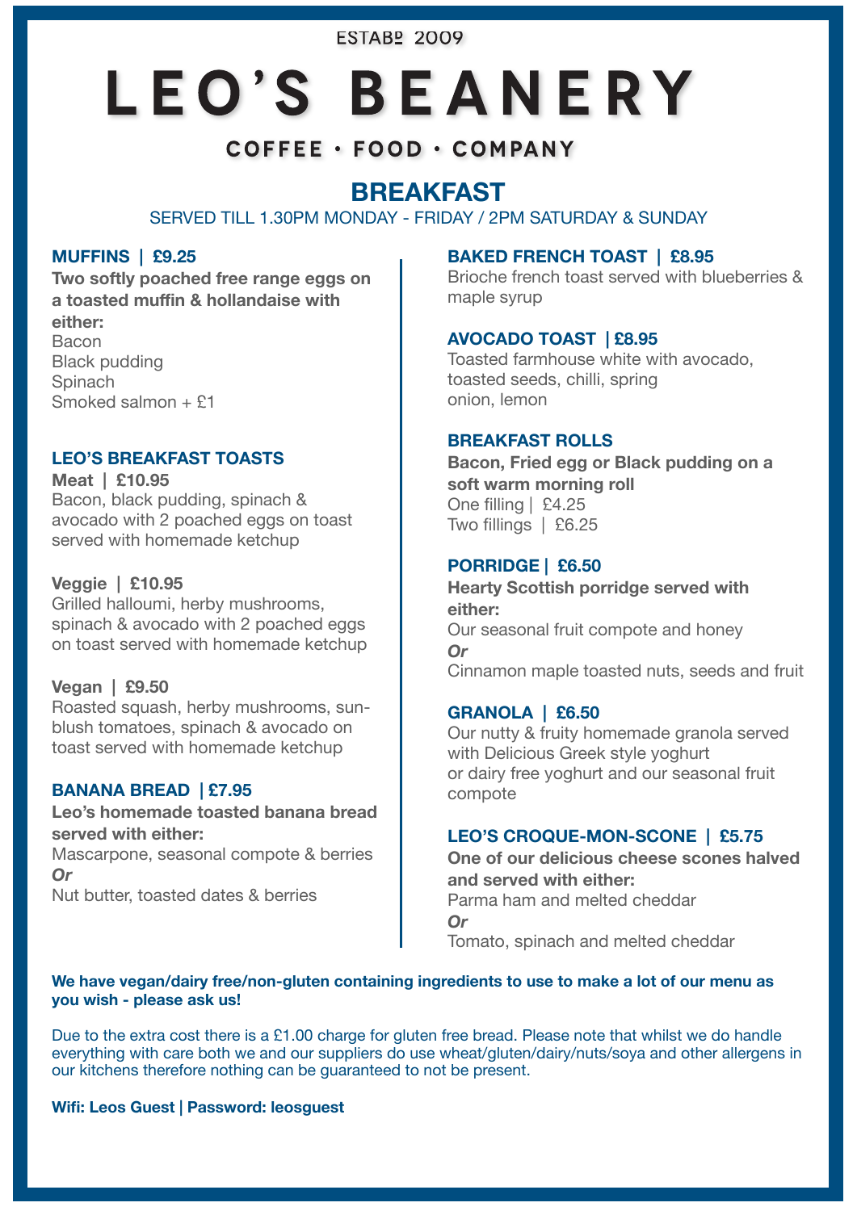ESTABº 2009

# LEO'S BEANERY

COFFEE • FOOD • COMPANY

## BREAKFAST

SERVED TILL 1.30PM MONDAY - FRIDAY / 2PM SATURDAY & SUNDAY

### MUFFINS | £9.25

**Two softly poached free range eggs on a toasted muffin & hollandaise with either:**

Bacon
Black pudding
Spinach
Smoked salmon + £1

### LEO'S BREAKFAST TOASTS

**Meat | £10.95**

Bacon, black pudding, spinach & avocado with 2 poached eggs on toast served with homemade ketchup

**Veggie | £10.95**

Grilled halloumi, herby mushrooms, spinach & avocado with 2 poached eggs on toast served with homemade ketchup

**Vegan | £9.50**

Roasted squash, herby mushrooms, sun-blush tomatoes, spinach & avocado on toast served with homemade ketchup

### BANANA BREAD | £7.95

**Leo's homemade toasted banana bread served with either:**

Mascarpone, seasonal compote & berries

***Or***

Nut butter, toasted dates & berries

### BAKED FRENCH TOAST | £8.95

Brioche french toast served with blueberries & maple syrup

### AVOCADO TOAST | £8.95

Toasted farmhouse white with avocado, toasted seeds, chilli, spring onion, lemon

### BREAKFAST ROLLS

**Bacon, Fried egg or Black pudding on a soft warm morning roll**

One filling | £4.25
Two fillings | £6.25

### PORRIDGE | £6.50

**Hearty Scottish porridge served with either:**

Our seasonal fruit compote and honey

***Or***

Cinnamon maple toasted nuts, seeds and fruit

### GRANOLA | £6.50

Our nutty & fruity homemade granola served with Delicious Greek style yoghurt or dairy free yoghurt and our seasonal fruit compote

### LEO'S CROQUE-MON-SCONE | £5.75

**One of our delicious cheese scones halved and served with either:**

Parma ham and melted cheddar

***Or***

Tomato, spinach and melted cheddar

**We have vegan/dairy free/non-gluten containing ingredients to use to make a lot of our menu as you wish - please ask us!**

Due to the extra cost there is a £1.00 charge for gluten free bread. Please note that whilst we do handle everything with care both we and our suppliers do use wheat/gluten/dairy/nuts/soya and other allergens in our kitchens therefore nothing can be guaranteed to not be present.

**Wifi: Leos Guest | Password: leosguest**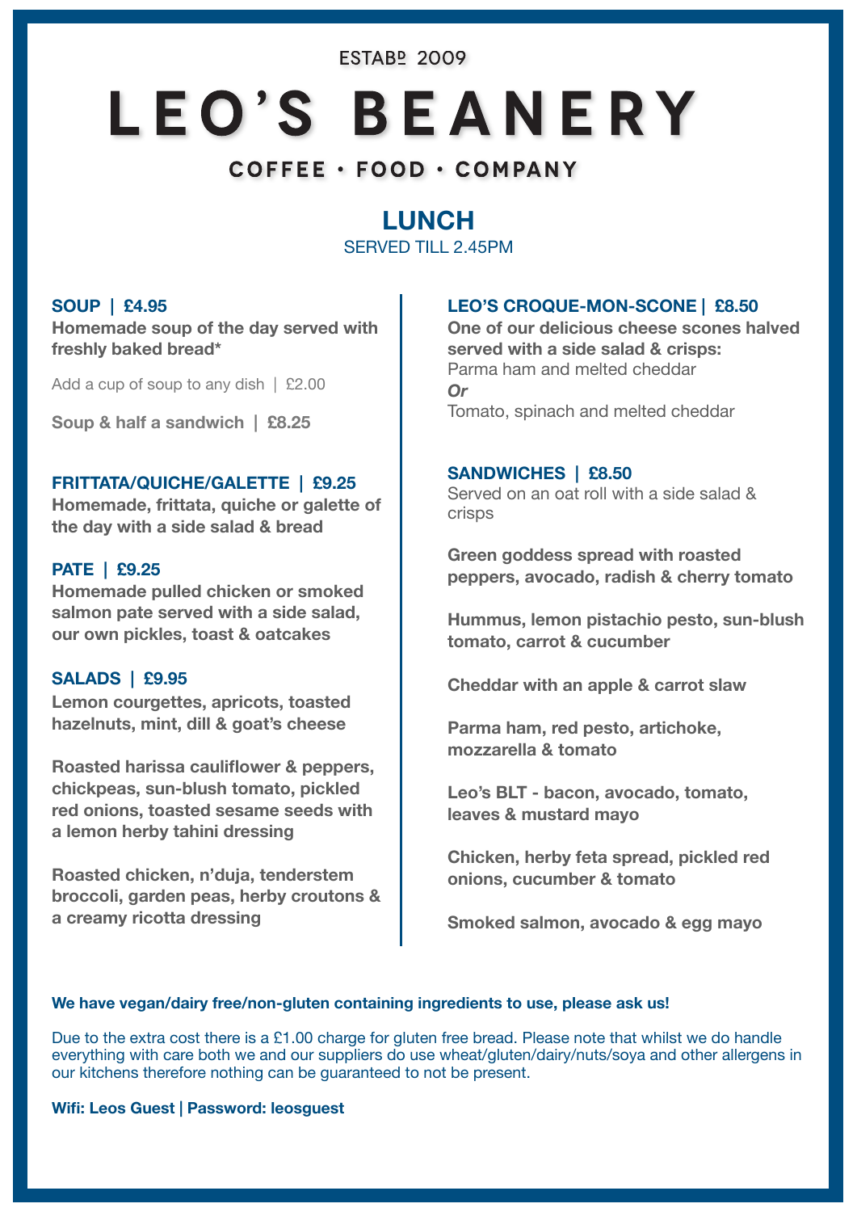ESTABD 2009

# LEO'S BEANERY

**COFFEE • FOOD • COMPANY**

## LUNCH

SERVED TILL 2.45PM

### SOUP | £4.95

**Homemade soup of the day served with freshly baked bread***

Add a cup of soup to any dish | £2.00

**Soup & half a sandwich | £8.25**

### FRITTATA/QUICHE/GALETTE | £9.25

**Homemade, frittata, quiche or galette of the day with a side salad & bread**

### PATE | £9.25

**Homemade pulled chicken or smoked salmon pate served with a side salad, our own pickles, toast & oatcakes**

### SALADS | £9.95

**Lemon courgettes, apricots, toasted hazelnuts, mint, dill & goat's cheese**

**Roasted harissa cauliflower & peppers, chickpeas, sun-blush tomato, pickled red onions, toasted sesame seeds with a lemon herby tahini dressing**

**Roasted chicken, n'duja, tenderstem broccoli, garden peas, herby croutons & a creamy ricotta dressing**

### LEO'S CROQUE-MON-SCONE | £8.50

**One of our delicious cheese scones halved served with a side salad & crisps:**

Parma ham and melted cheddar

***Or***

Tomato, spinach and melted cheddar

### SANDWICHES | £8.50

Served on an oat roll with a side salad & crisps

**Green goddess spread with roasted peppers, avocado, radish & cherry tomato**

**Hummus, lemon pistachio pesto, sun-blush tomato, carrot & cucumber**

**Cheddar with an apple & carrot slaw**

**Parma ham, red pesto, artichoke, mozzarella & tomato**

**Leo's BLT - bacon, avocado, tomato, leaves & mustard mayo**

**Chicken, herby feta spread, pickled red onions, cucumber & tomato**

**Smoked salmon, avocado & egg mayo**

**We have vegan/dairy free/non-gluten containing ingredients to use, please ask us!**

Due to the extra cost there is a £1.00 charge for gluten free bread. Please note that whilst we do handle everything with care both we and our suppliers do use wheat/gluten/dairy/nuts/soya and other allergens in our kitchens therefore nothing can be guaranteed to not be present.

**Wifi: Leos Guest | Password: leosguest**